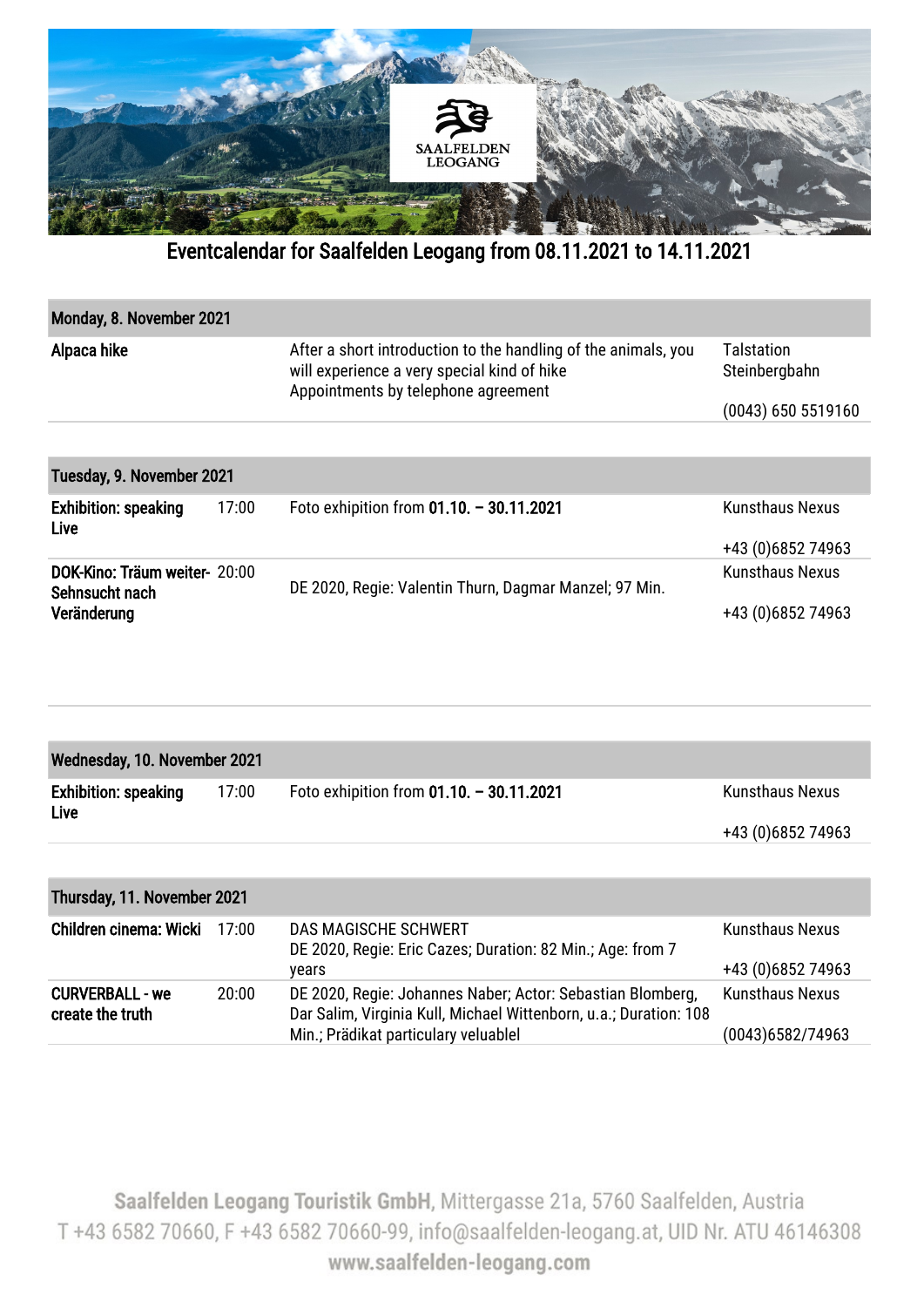# Eventcalendar for Saalfelden Leogang from 08.11.2021 to 14.11.2021

## Monday, 8. November 2021

| Event | Time | Description | Location / Contact |
|---|---|---|---|
| **Alpaca hike** | | After a short introduction to the handling of the animals, you will experience a very special kind of hike<br>Appointments by telephone agreement | Talstation Steinbergbahn<br>(0043) 650 5519160 |

## Tuesday, 9. November 2021

| Event | Time | Description | Location / Contact |
|---|---|---|---|
| **Exhibition: speaking Live** | 17:00 | Foto exhipition from **01.10. – 30.11.2021** | Kunsthaus Nexus<br>+43 (0)6852 74963 |
| **DOK-Kino: Träum weiter- Sehnsucht nach Veränderung** | 20:00 | DE 2020, Regie: Valentin Thurn, Dagmar Manzel; 97 Min. | Kunsthaus Nexus<br>+43 (0)6852 74963 |

## Wednesday, 10. November 2021

| Event | Time | Description | Location / Contact |
|---|---|---|---|
| **Exhibition: speaking Live** | 17:00 | Foto exhipition from **01.10. – 30.11.2021** | Kunsthaus Nexus<br>+43 (0)6852 74963 |

## Thursday, 11. November 2021

| Event | Time | Description | Location / Contact |
|---|---|---|---|
| **Children cinema: Wicki** | 17:00 | DAS MAGISCHE SCHWERT<br>DE 2020, Regie: Eric Cazes; Duration: 82 Min.; Age: from 7 years | Kunsthaus Nexus<br>+43 (0)6852 74963 |
| **CURVERBALL - we create the truth** | 20:00 | DE 2020, Regie: Johannes Naber; Actor: Sebastian Blomberg, Dar Salim, Virginia Kull, Michael Wittenborn, u.a.; Duration: 108 Min.; Prädikat particulary veluablel | Kunsthaus Nexus<br>(0043)6582/74963 |

**Saalfelden Leogang Touristik GmbH**, Mittergasse 21a, 5760 Saalfelden, Austria
T +43 6582 70660, F +43 6582 70660-99, info@saalfelden-leogang.at, UID Nr. ATU 46146308
**www.saalfelden-leogang.com**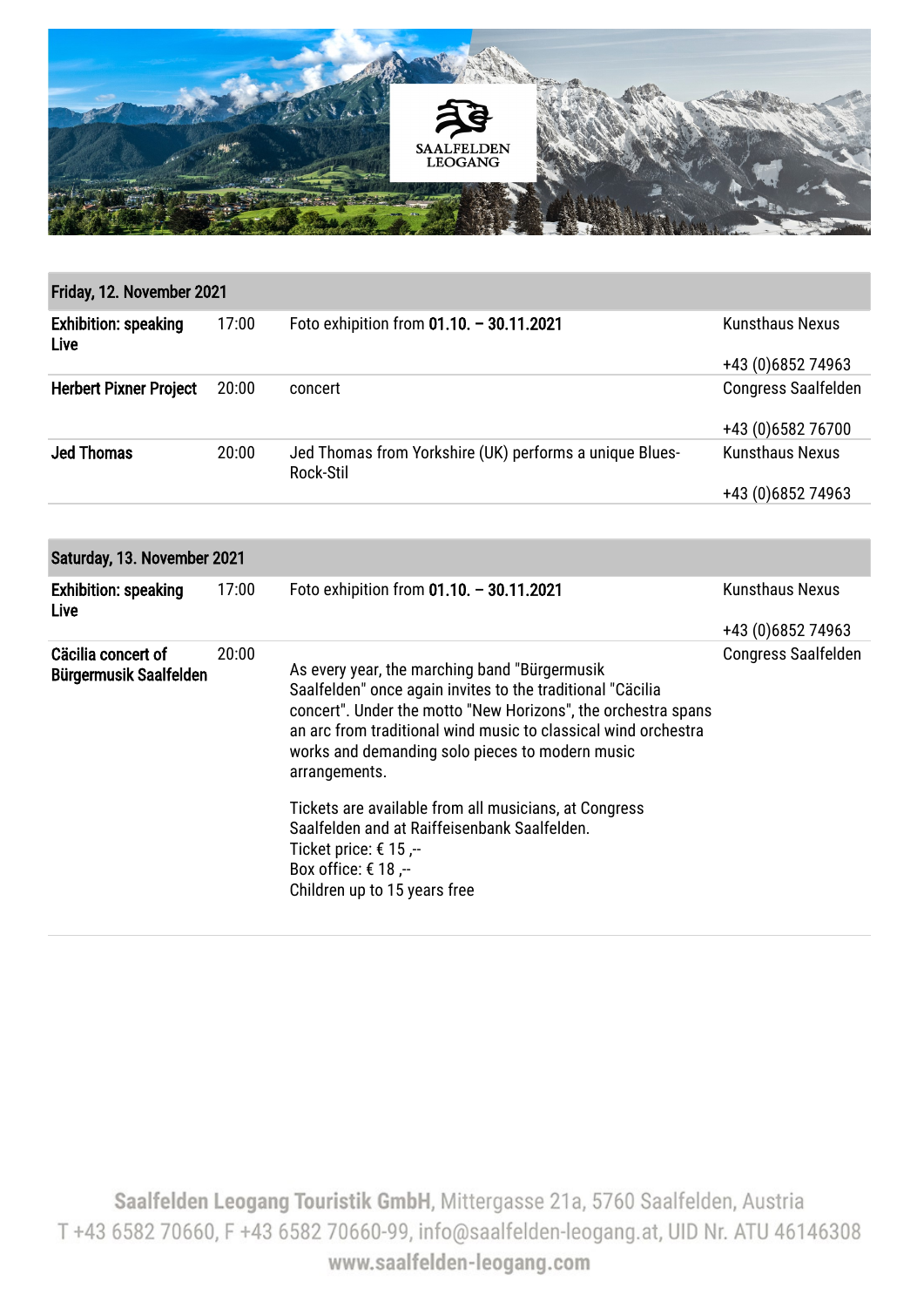| Friday, 12. November 2021 | | | |
|---|---|---|---|
| **Exhibition: speaking Live** | 17:00 | Foto exhipition from **01.10. – 30.11.2021** | Kunsthaus Nexus<br><br>+43 (0)6852 74963 |
| **Herbert Pixner Project** | 20:00 | concert | Congress Saalfelden<br><br>+43 (0)6582 76700 |
| **Jed Thomas** | 20:00 | Jed Thomas from Yorkshire (UK) performs a unique Blues-Rock-Stil | Kunsthaus Nexus<br><br>+43 (0)6852 74963 |

| Saturday, 13. November 2021 | | | |
|---|---|---|---|
| **Exhibition: speaking Live** | 17:00 | Foto exhipition from **01.10. – 30.11.2021** | Kunsthaus Nexus<br><br>+43 (0)6852 74963 |
| **Cäcilia concert of Bürgermusik Saalfelden** | 20:00 | As every year, the marching band "Bürgermusik Saalfelden" once again invites to the traditional "Cäcilia concert". Under the motto "New Horizons", the orchestra spans an arc from traditional wind music to classical wind orchestra works and demanding solo pieces to modern music arrangements.<br><br>Tickets are available from all musicians, at Congress Saalfelden and at Raiffeisenbank Saalfelden.<br>Ticket price: € 15 ,--<br>Box office: € 18 ,--<br>Children up to 15 years free | Congress Saalfelden |